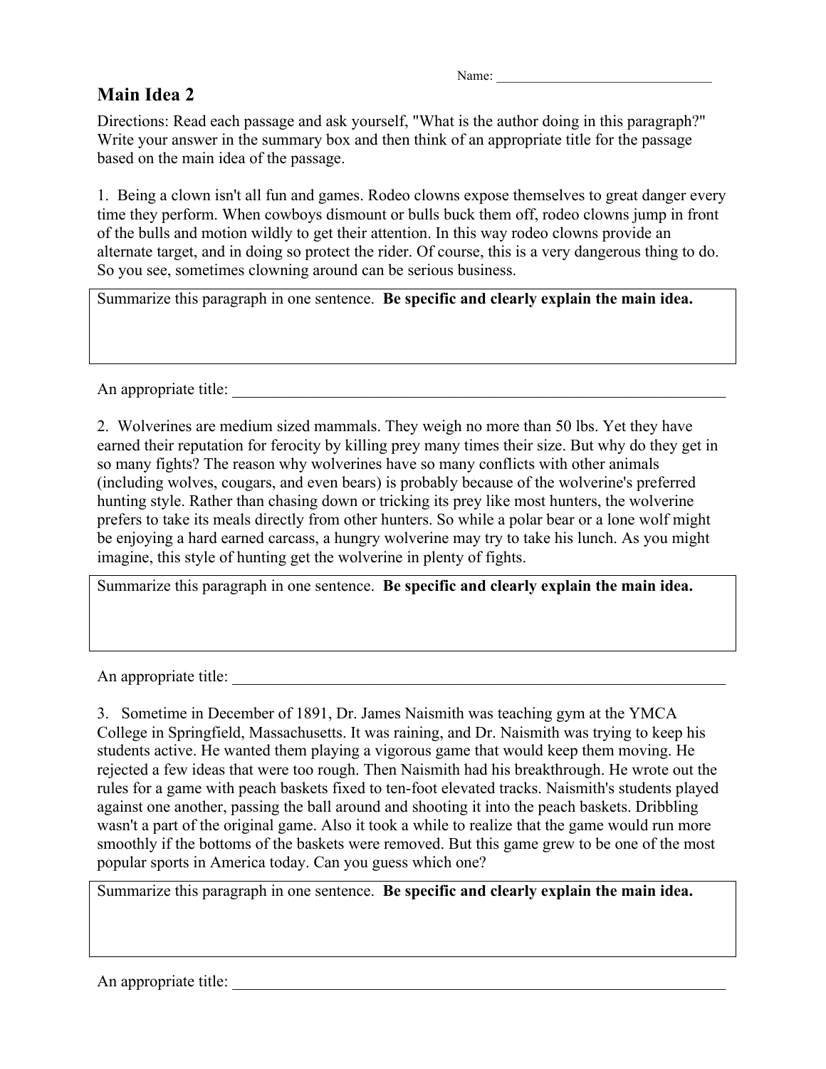Name: ______________________________

# Main Idea 2

Directions: Read each passage and ask yourself, "What is the author doing in this paragraph?" Write your answer in the summary box and then think of an appropriate title for the passage based on the main idea of the passage.

1. Being a clown isn't all fun and games. Rodeo clowns expose themselves to great danger every time they perform. When cowboys dismount or bulls buck them off, rodeo clowns jump in front of the bulls and motion wildly to get their attention. In this way rodeo clowns provide an alternate target, and in doing so protect the rider. Of course, this is a very dangerous thing to do. So you see, sometimes clowning around can be serious business.

| Summarize this paragraph in one sentence. **Be specific and clearly explain the main idea.** |
|---|
| |

An appropriate title: ______________________________________________________________

2. Wolverines are medium sized mammals. They weigh no more than 50 lbs. Yet they have earned their reputation for ferocity by killing prey many times their size. But why do they get in so many fights? The reason why wolverines have so many conflicts with other animals (including wolves, cougars, and even bears) is probably because of the wolverine's preferred hunting style. Rather than chasing down or tricking its prey like most hunters, the wolverine prefers to take its meals directly from other hunters. So while a polar bear or a lone wolf might be enjoying a hard earned carcass, a hungry wolverine may try to take his lunch. As you might imagine, this style of hunting get the wolverine in plenty of fights.

| Summarize this paragraph in one sentence. **Be specific and clearly explain the main idea.** |
|---|
| |

An appropriate title: ______________________________________________________________

3. Sometime in December of 1891, Dr. James Naismith was teaching gym at the YMCA College in Springfield, Massachusetts. It was raining, and Dr. Naismith was trying to keep his students active. He wanted them playing a vigorous game that would keep them moving. He rejected a few ideas that were too rough. Then Naismith had his breakthrough. He wrote out the rules for a game with peach baskets fixed to ten-foot elevated tracks. Naismith's students played against one another, passing the ball around and shooting it into the peach baskets. Dribbling wasn't a part of the original game. Also it took a while to realize that the game would run more smoothly if the bottoms of the baskets were removed. But this game grew to be one of the most popular sports in America today. Can you guess which one?

| Summarize this paragraph in one sentence. **Be specific and clearly explain the main idea.** |
|---|
| |

An appropriate title: ______________________________________________________________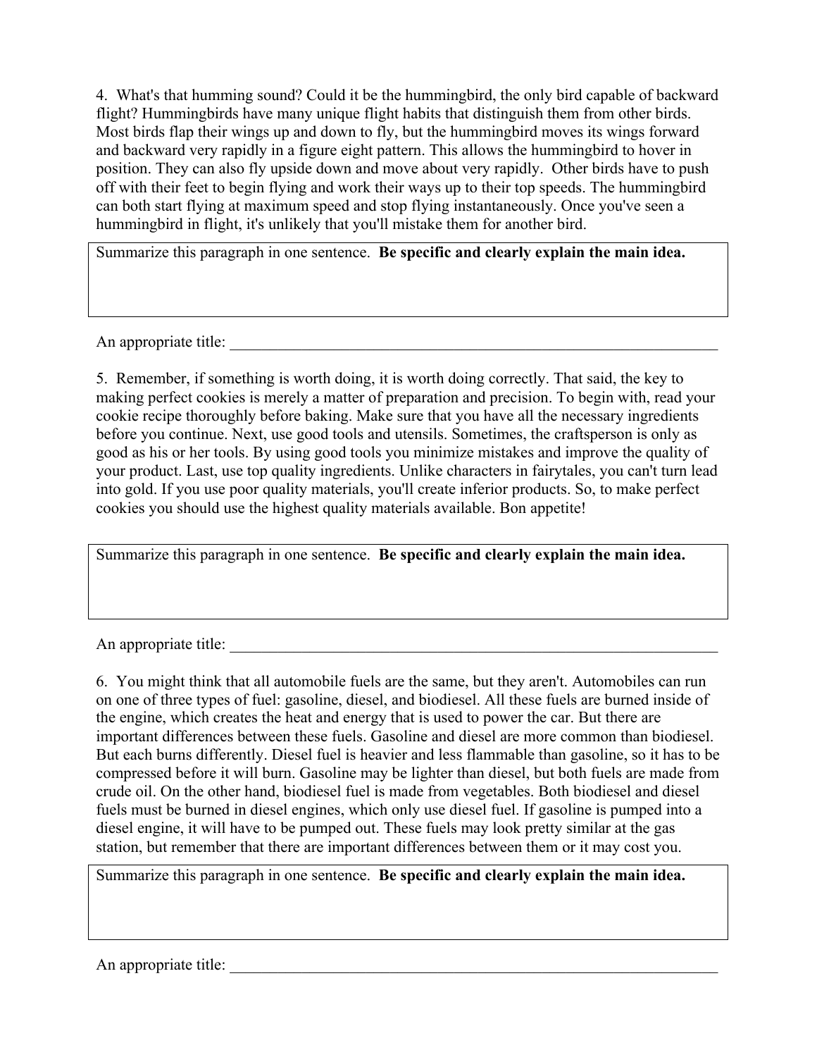4. What's that humming sound? Could it be the hummingbird, the only bird capable of backward flight? Hummingbirds have many unique flight habits that distinguish them from other birds. Most birds flap their wings up and down to fly, but the hummingbird moves its wings forward and backward very rapidly in a figure eight pattern. This allows the hummingbird to hover in position. They can also fly upside down and move about very rapidly. Other birds have to push off with their feet to begin flying and work their ways up to their top speeds. The hummingbird can both start flying at maximum speed and stop flying instantaneously. Once you've seen a hummingbird in flight, it's unlikely that you'll mistake them for another bird.

| Summarize this paragraph in one sentence. **Be specific and clearly explain the main idea.** |
|---|
| |

An appropriate title: ___________________________________________________________________

5. Remember, if something is worth doing, it is worth doing correctly. That said, the key to making perfect cookies is merely a matter of preparation and precision. To begin with, read your cookie recipe thoroughly before baking. Make sure that you have all the necessary ingredients before you continue. Next, use good tools and utensils. Sometimes, the craftsperson is only as good as his or her tools. By using good tools you minimize mistakes and improve the quality of your product. Last, use top quality ingredients. Unlike characters in fairytales, you can't turn lead into gold. If you use poor quality materials, you'll create inferior products. So, to make perfect cookies you should use the highest quality materials available. Bon appetite!

| Summarize this paragraph in one sentence. **Be specific and clearly explain the main idea.** |
|---|
| |

An appropriate title: ___________________________________________________________________

6. You might think that all automobile fuels are the same, but they aren't. Automobiles can run on one of three types of fuel: gasoline, diesel, and biodiesel. All these fuels are burned inside of the engine, which creates the heat and energy that is used to power the car. But there are important differences between these fuels. Gasoline and diesel are more common than biodiesel. But each burns differently. Diesel fuel is heavier and less flammable than gasoline, so it has to be compressed before it will burn. Gasoline may be lighter than diesel, but both fuels are made from crude oil. On the other hand, biodiesel fuel is made from vegetables. Both biodiesel and diesel fuels must be burned in diesel engines, which only use diesel fuel. If gasoline is pumped into a diesel engine, it will have to be pumped out. These fuels may look pretty similar at the gas station, but remember that there are important differences between them or it may cost you.

| Summarize this paragraph in one sentence. **Be specific and clearly explain the main idea.** |
|---|
| |

An appropriate title: ___________________________________________________________________